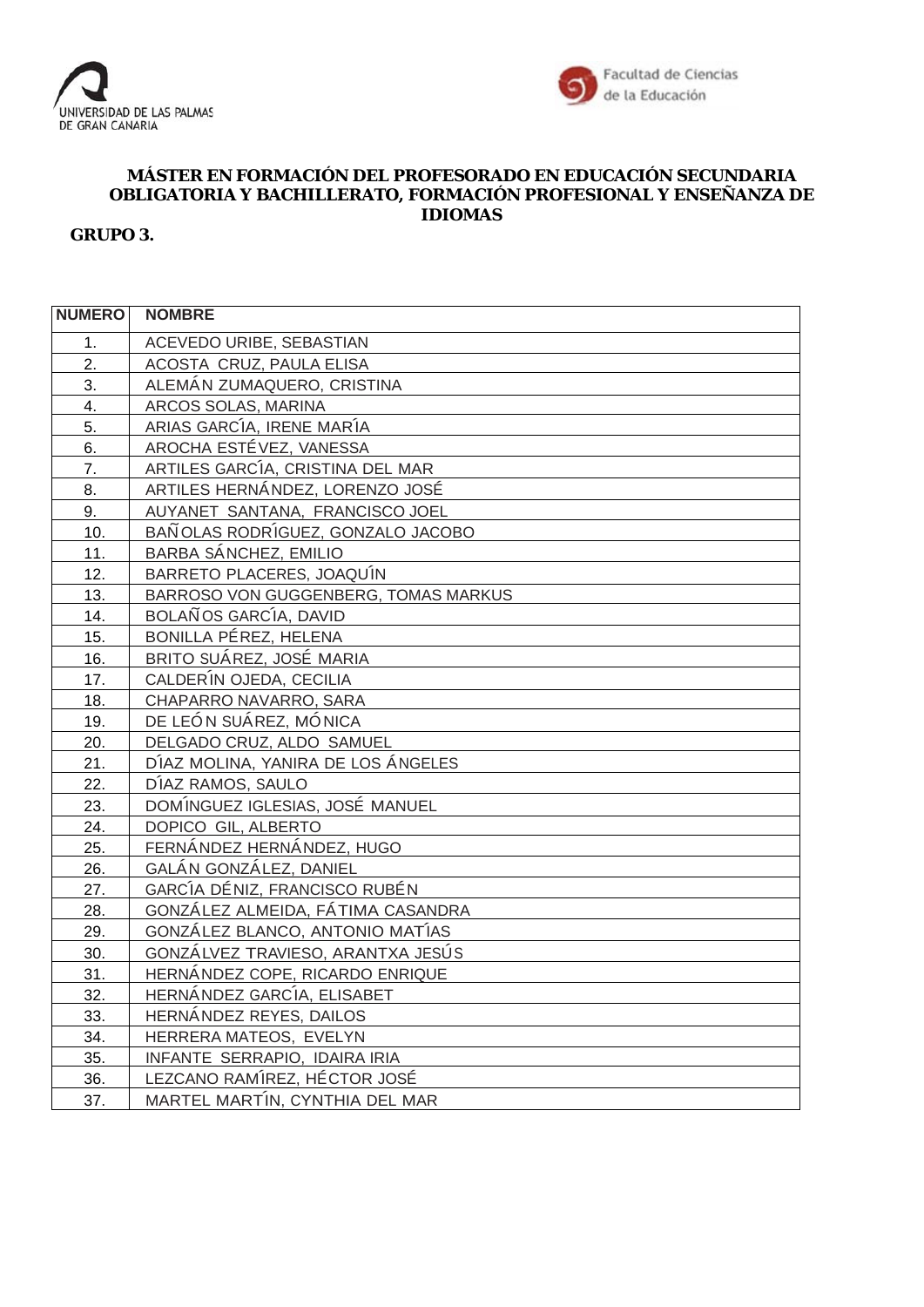UNIVERSIDAD DE LAS PALMAS DE GRAN CANARIA

Facultad de Ciencias de la Educación

# MÁSTER EN FORMACIÓN DEL PROFESORADO EN EDUCACIÓN SECUNDARIA OBLIGATORIA Y BACHILLERATO, FORMACIÓN PROFESIONAL Y ENSEÑANZA DE IDIOMAS

**GRUPO 3.**

| NUMERO | NOMBRE |
|---|---|
| 1. | ACEVEDO URIBE, SEBASTIAN |
| 2. | ACOSTA CRUZ, PAULA ELISA |
| 3. | ALEMÁN ZUMAQUERO, CRISTINA |
| 4. | ARCOS SOLAS, MARINA |
| 5. | ARIAS GARCÍA, IRENE MARÍA |
| 6. | AROCHA ESTÉVEZ, VANESSA |
| 7. | ARTILES GARCÍA, CRISTINA DEL MAR |
| 8. | ARTILES HERNÁNDEZ, LORENZO JOSÉ |
| 9. | AUYANET SANTANA, FRANCISCO JOEL |
| 10. | BAÑOLAS RODRÍGUEZ, GONZALO JACOBO |
| 11. | BARBA SÁNCHEZ, EMILIO |
| 12. | BARRETO PLACERES, JOAQUÍN |
| 13. | BARROSO VON GUGGENBERG, TOMAS MARKUS |
| 14. | BOLAÑOS GARCÍA, DAVID |
| 15. | BONILLA PÉREZ, HELENA |
| 16. | BRITO SUÁREZ, JOSÉ MARIA |
| 17. | CALDERÍN OJEDA, CECILIA |
| 18. | CHAPARRO NAVARRO, SARA |
| 19. | DE LEÓN SUÁREZ, MÓNICA |
| 20. | DELGADO CRUZ, ALDO SAMUEL |
| 21. | DÍAZ MOLINA, YANIRA DE LOS ÁNGELES |
| 22. | DÍAZ RAMOS, SAULO |
| 23. | DOMÍNGUEZ IGLESIAS, JOSÉ MANUEL |
| 24. | DOPICO GIL, ALBERTO |
| 25. | FERNÁNDEZ HERNÁNDEZ, HUGO |
| 26. | GALÁN GONZÁLEZ, DANIEL |
| 27. | GARCÍA DÉNIZ, FRANCISCO RUBÉN |
| 28. | GONZÁLEZ ALMEIDA, FÁTIMA CASANDRA |
| 29. | GONZÁLEZ BLANCO, ANTONIO MATÍAS |
| 30. | GONZÁLVEZ TRAVIESO, ARANTXA JESÚS |
| 31. | HERNÁNDEZ COPE, RICARDO ENRIQUE |
| 32. | HERNÁNDEZ GARCÍA, ELISABET |
| 33. | HERNÁNDEZ REYES, DAILOS |
| 34. | HERRERA MATEOS, EVELYN |
| 35. | INFANTE SERRAPIO, IDAIRA IRIA |
| 36. | LEZCANO RAMÍREZ, HÉCTOR JOSÉ |
| 37. | MARTEL MARTÍN, CYNTHIA DEL MAR |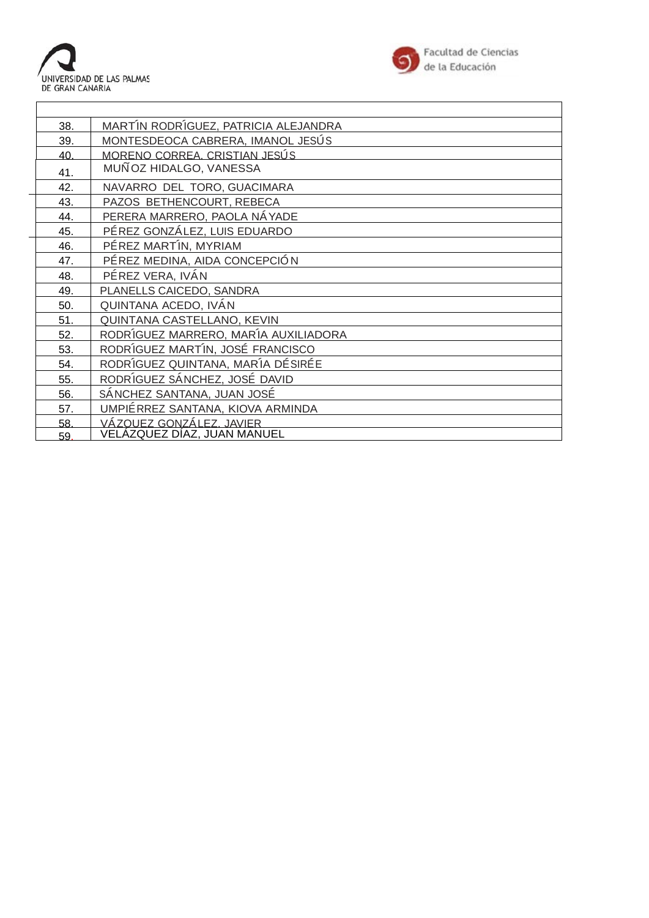UNIVERSIDAD DE LAS PALMAS DE GRAN CANARIA

Facultad de Ciencias de la Educación

| | |
|---|---|
| 38. | MARTÍN RODRÍGUEZ, PATRICIA ALEJANDRA |
| 39. | MONTESDEOCA CABRERA, IMANOL JESÚS |
| 40. | MORENO CORREA, CRISTIAN JESÚS |
| 41. | MUÑOZ HIDALGO, VANESSA |
| 42. | NAVARRO DEL TORO, GUACIMARA |
| 43. | PAZOS BETHENCOURT, REBECA |
| 44. | PERERA MARRERO, PAOLA NÁYADE |
| 45. | PÉREZ GONZÁLEZ, LUIS EDUARDO |
| 46. | PÉREZ MARTÍN, MYRIAM |
| 47. | PÉREZ MEDINA, AIDA CONCEPCIÓN |
| 48. | PÉREZ VERA, IVÁN |
| 49. | PLANELLS CAICEDO, SANDRA |
| 50. | QUINTANA ACEDO, IVÁN |
| 51. | QUINTANA CASTELLANO, KEVIN |
| 52. | RODRÍGUEZ MARRERO, MARÍA AUXILIADORA |
| 53. | RODRÍGUEZ MARTÍN, JOSÉ FRANCISCO |
| 54. | RODRÍGUEZ QUINTANA, MARÍA DÉSIRÉE |
| 55. | RODRÍGUEZ SÁNCHEZ, JOSÉ DAVID |
| 56. | SÁNCHEZ SANTANA, JUAN JOSÉ |
| 57. | UMPIÉRREZ SANTANA, KIOVA ARMINDA |
| 58. | VÁZQUEZ GONZÁLEZ, JAVIER |
| 59. | VELÁZQUEZ DÍAZ, JUAN MANUEL |